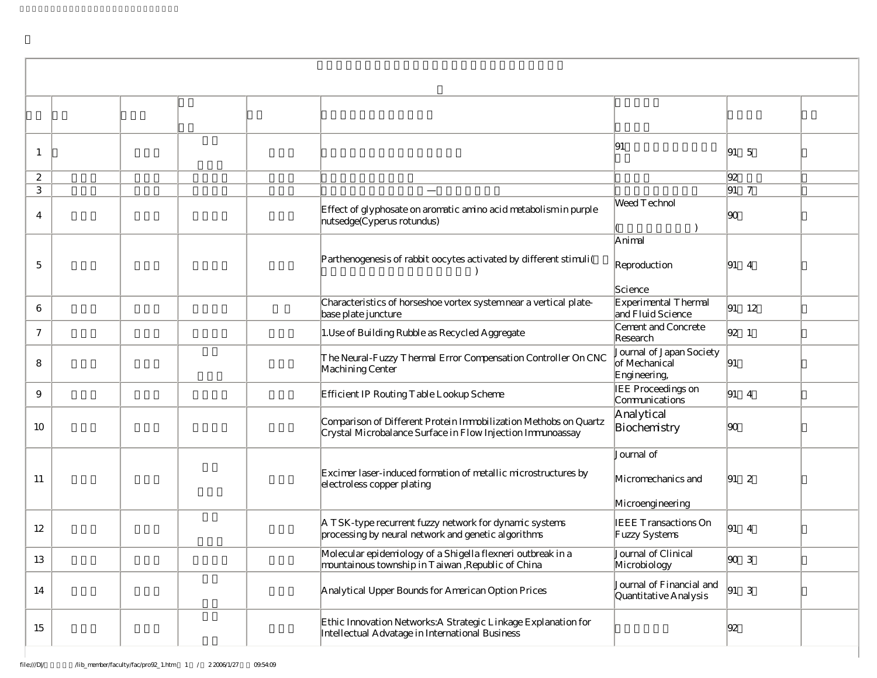| | | | | | | | | |
|---|---|---|---|---|---|---|---|---|
| 1 | | | | | | 91 | 91 5 | |
| 2 | | | | | | | 92 | |
| 3 | | | | | — | | 91 7 | |
| 4 | | | | | Effect of glyphosate on aromatic amino acid metabolism in purple nutsedge(Cyperus rotundus) | Weed Technol ( ) | 90 | |
| 5 | | | | | Parthenogenesis of rabbit oocytes activated by different stimuli( ) | Animal Reproduction Science | 91 4 | |
| 6 | | | | | Characteristics of horseshoe vortex system near a vertical plate-base plate juncture | Experimental Thermal and Fluid Science | 91 12 | |
| 7 | | | | | 1.Use of Building Rubble as Recycled Aggregate | Cement and Concrete Research | 92 1 | |
| 8 | | | | | The Neural-Fuzzy Thermal Error Compensation Controller On CNC Machining Center | Journal of Japan Society of Mechanical Engineering, | 91 | |
| 9 | | | | | Efficient IP Routing Table Lookup Scheme | IEE Proceedings on Communications | 91 4 | |
| 10 | | | | | Comparison of Different Protein Immobilization Methobs on Quartz Crystal Microbalance Surface in Flow Injection Immunoassay | Analytical Biochemistry | 90 | |
| 11 | | | | | Excimer laser-induced formation of metallic microstructures by electroless copper plating | Journal of Micromechanics and Microengineering | 91 2 | |
| 12 | | | | | A TSK-type recurrent fuzzy network for dynamic systems processing by neural network and genetic algorithms | IEEE Transactions On Fuzzy Systems | 91 4 | |
| 13 | | | | | Molecular epidemiology of a Shigella flexneri outbreak in a mountainous township in Taiwan ,Republic of China | Journal of Clinical Microbiology | 90 3 | |
| 14 | | | | | Analytical Upper Bounds for American Option Prices | Journal of Financial and Quantitative Analysis | 91 3 | |
| 15 | | | | | Ethic Innovation Networks:A Strategic Linkage Explanation for Intellectual Advatage in International Business | | 92 | |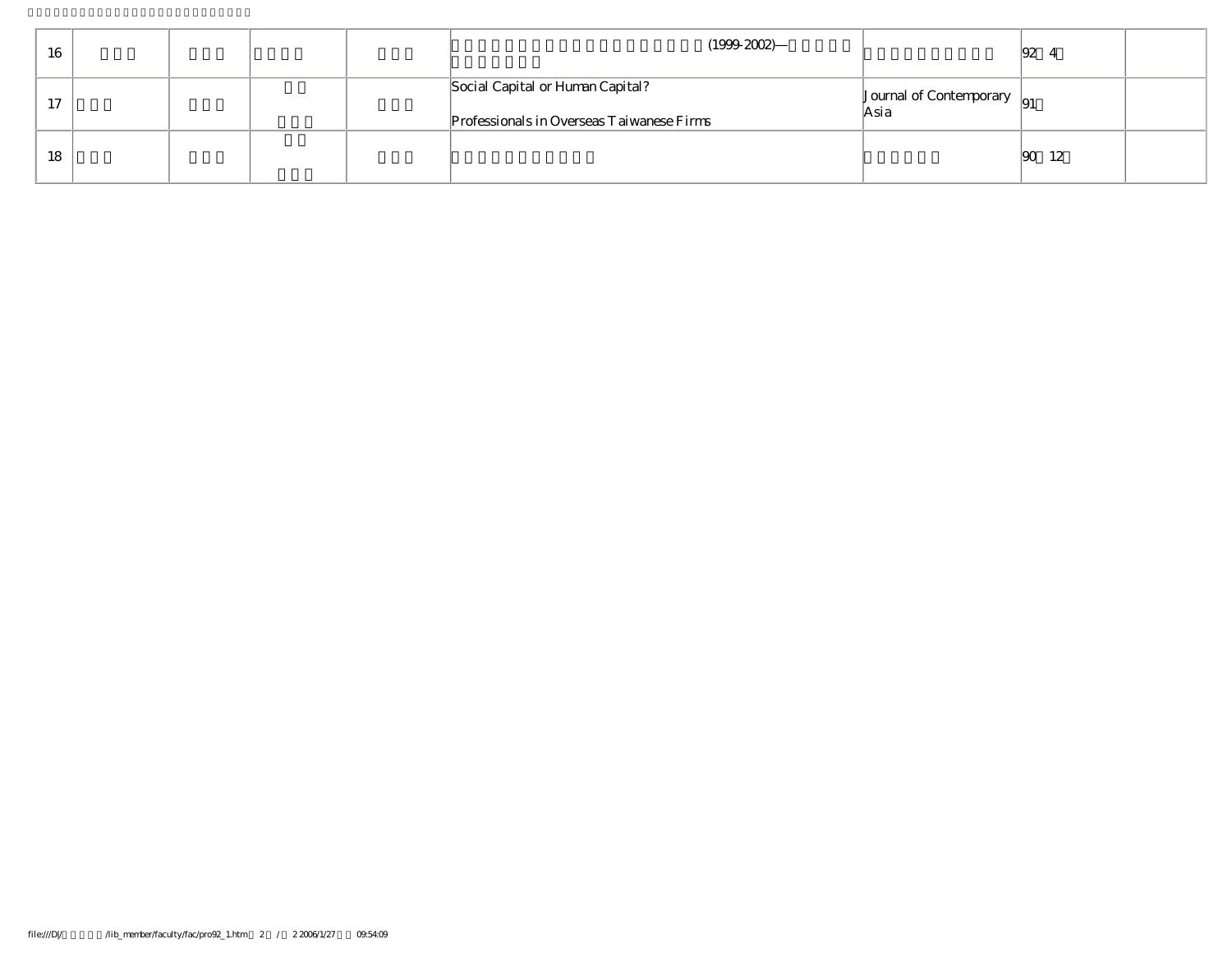| | | | | | | | | |
|---|---|---|---|---|---|---|---|---|
| 16 | | | | | (1999-2002)— | | 92 4 | |
| 17 | | | | | Social Capital or Human Capital? Professionals in Overseas Taiwanese Firms | Journal of Contemporary Asia | 91 | |
| 18 | | | | | | | 90 12 | |